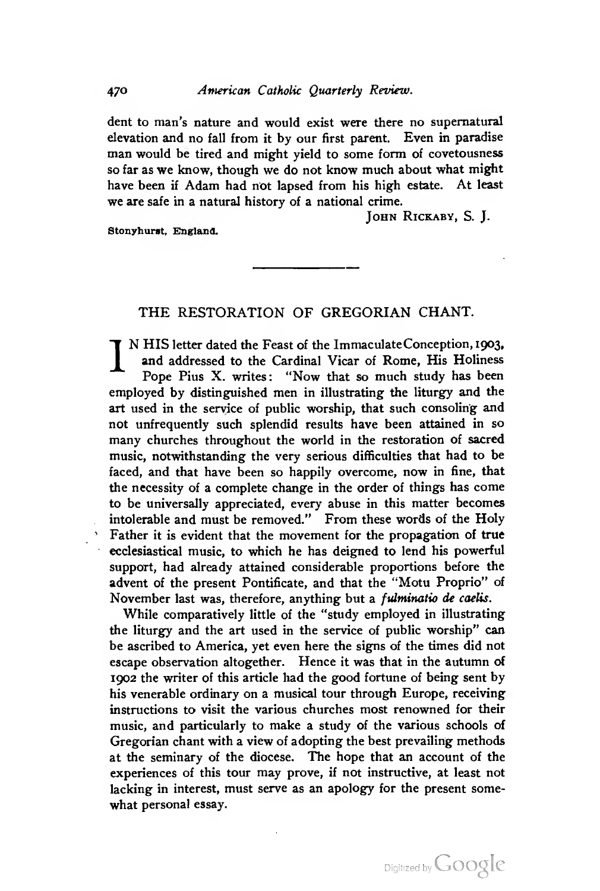dent to man's nature and would exist were there no supernatural elevation and no fall from it by our first parent. Even in paradise man would be tired and might yield to some form of covetousness so far as we know, though we do not know much about what might have been if Adam had not lapsed from his high estate. At least we are safe in a natural history of a national crime.

JOHN RICKABY, S. J.

Stonyhurst, England.

---

## THE RESTORATION OF GREGORIAN CHANT.

IN HIS letter dated the Feast of the Immaculate Conception, 1903, and addressed to the Cardinal Vicar of Rome, His Holiness Pope Pius X. writes: "Now that so much study has been employed by distinguished men in illustrating the liturgy and the art used in the service of public worship, that such consoling and not unfrequently such splendid results have been attained in so many churches throughout the world in the restoration of sacred music, notwithstanding the very serious difficulties that had to be faced, and that have been so happily overcome, now in fine, that the necessity of a complete change in the order of things has come to be universally appreciated, every abuse in this matter becomes intolerable and must be removed." From these words of the Holy Father it is evident that the movement for the propagation of true ecclesiastical music, to which he has deigned to lend his powerful support, had already attained considerable proportions before the advent of the present Pontificate, and that the "Motu Proprio" of November last was, therefore, anything but a *fulminatio de caelis*.

While comparatively little of the "study employed in illustrating the liturgy and the art used in the service of public worship" can be ascribed to America, yet even here the signs of the times did not escape observation altogether. Hence it was that in the autumn of 1902 the writer of this article had the good fortune of being sent by his venerable ordinary on a musical tour through Europe, receiving instructions to visit the various churches most renowned for their music, and particularly to make a study of the various schools of Gregorian chant with a view of adopting the best prevailing methods at the seminary of the diocese. The hope that an account of the experiences of this tour may prove, if not instructive, at least not lacking in interest, must serve as an apology for the present somewhat personal essay.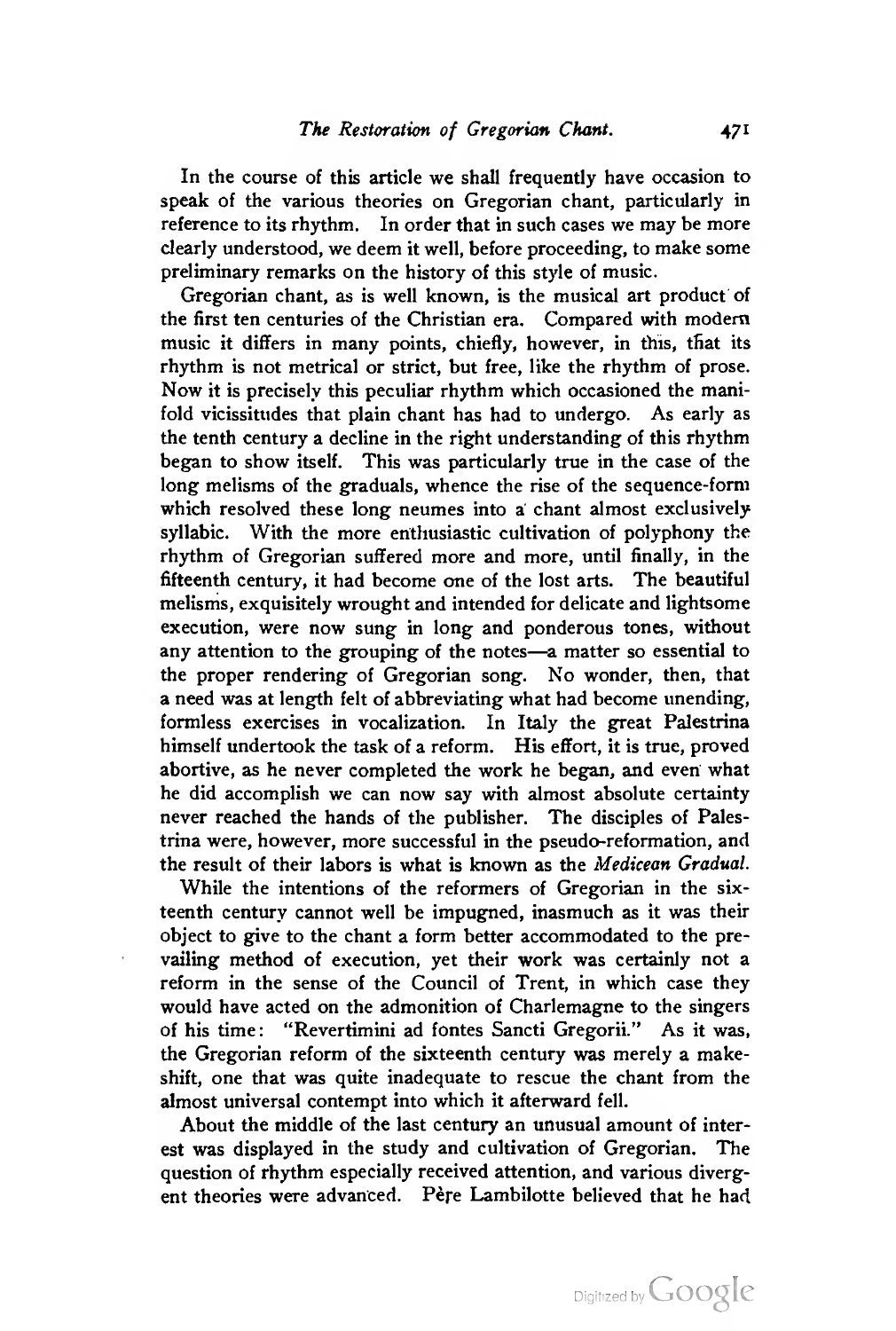In the course of this article we shall frequently have occasion to speak of the various theories on Gregorian chant, particularly in reference to its rhythm. In order that in such cases we may be more clearly understood, we deem it well, before proceeding, to make some preliminary remarks on the history of this style of music.

Gregorian chant, as is well known, is the musical art product of the first ten centuries of the Christian era. Compared with modern music it differs in many points, chiefly, however, in this, that its rhythm is not metrical or strict, but free, like the rhythm of prose. Now it is precisely this peculiar rhythm which occasioned the manifold vicissitudes that plain chant has had to undergo. As early as the tenth century a decline in the right understanding of this rhythm began to show itself. This was particularly true in the case of the long melisms of the graduals, whence the rise of the sequence-form which resolved these long neumes into a chant almost exclusively syllabic. With the more enthusiastic cultivation of polyphony the rhythm of Gregorian suffered more and more, until finally, in the fifteenth century, it had become one of the lost arts. The beautiful melisms, exquisitely wrought and intended for delicate and lightsome execution, were now sung in long and ponderous tones, without any attention to the grouping of the notes—a matter so essential to the proper rendering of Gregorian song. No wonder, then, that a need was at length felt of abbreviating what had become unending, formless exercises in vocalization. In Italy the great Palestrina himself undertook the task of a reform. His effort, it is true, proved abortive, as he never completed the work he began, and even what he did accomplish we can now say with almost absolute certainty never reached the hands of the publisher. The disciples of Palestrina were, however, more successful in the pseudo-reformation, and the result of their labors is what is known as the *Medicean Gradual.*

While the intentions of the reformers of Gregorian in the sixteenth century cannot well be impugned, inasmuch as it was their object to give to the chant a form better accommodated to the prevailing method of execution, yet their work was certainly not a reform in the sense of the Council of Trent, in which case they would have acted on the admonition of Charlemagne to the singers of his time: "Revertimini ad fontes Sancti Gregorii." As it was, the Gregorian reform of the sixteenth century was merely a makeshift, one that was quite inadequate to rescue the chant from the almost universal contempt into which it afterward fell.

About the middle of the last century an unusual amount of interest was displayed in the study and cultivation of Gregorian. The question of rhythm especially received attention, and various divergent theories were advanced. Père Lambilotte believed that he had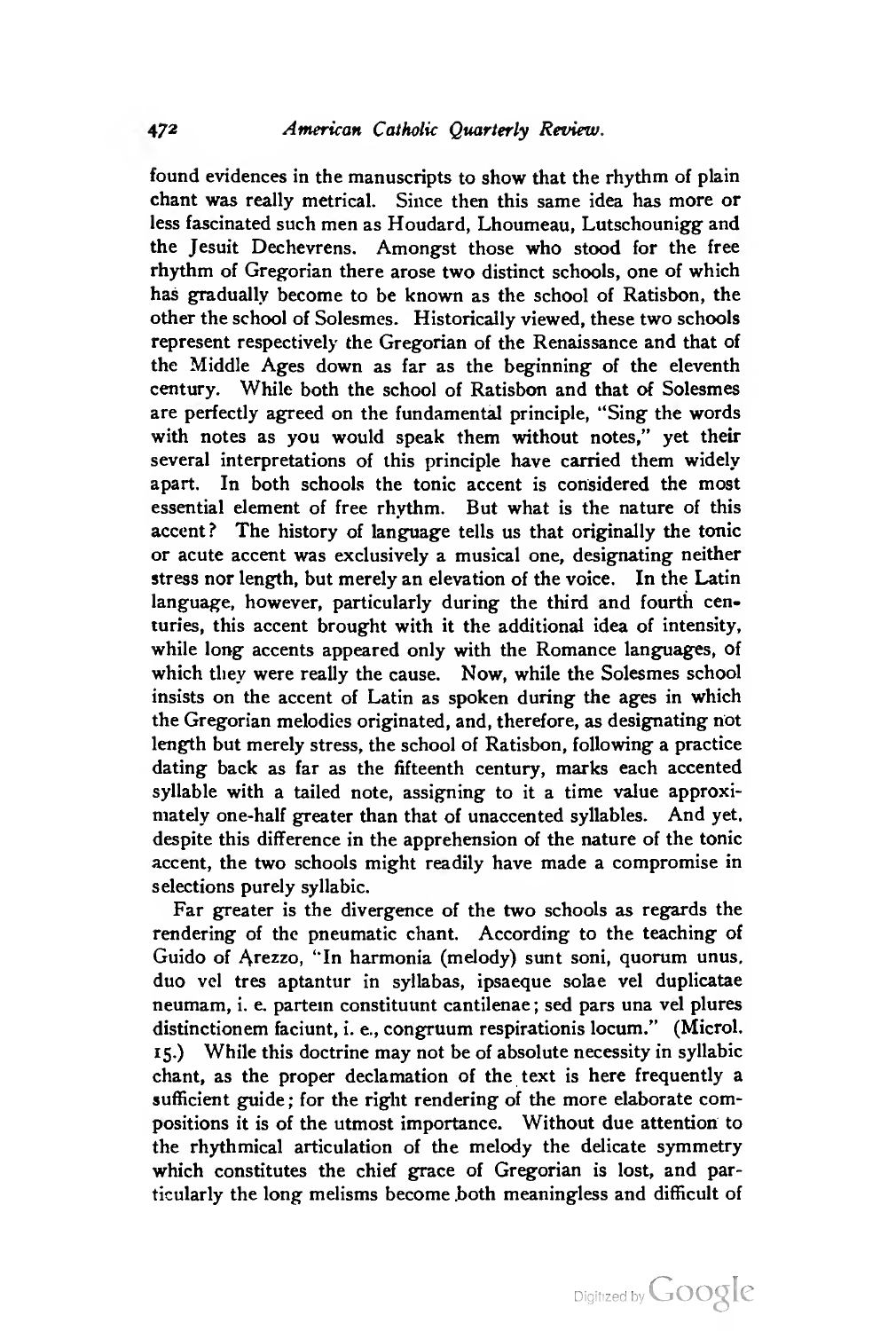found evidences in the manuscripts to show that the rhythm of plain chant was really metrical. Since then this same idea has more or less fascinated such men as Houdard, Lhoumeau, Lutschounigg and the Jesuit Dechevrens. Amongst those who stood for the free rhythm of Gregorian there arose two distinct schools, one of which has gradually become to be known as the school of Ratisbon, the other the school of Solesmes. Historically viewed, these two schools represent respectively the Gregorian of the Renaissance and that of the Middle Ages down as far as the beginning of the eleventh century. While both the school of Ratisbon and that of Solesmes are perfectly agreed on the fundamental principle, "Sing the words with notes as you would speak them without notes," yet their several interpretations of this principle have carried them widely apart. In both schools the tonic accent is considered the most essential element of free rhythm. But what is the nature of this accent? The history of language tells us that originally the tonic or acute accent was exclusively a musical one, designating neither stress nor length, but merely an elevation of the voice. In the Latin language, however, particularly during the third and fourth centuries, this accent brought with it the additional idea of intensity, while long accents appeared only with the Romance languages, of which they were really the cause. Now, while the Solesmes school insists on the accent of Latin as spoken during the ages in which the Gregorian melodies originated, and, therefore, as designating not length but merely stress, the school of Ratisbon, following a practice dating back as far as the fifteenth century, marks each accented syllable with a tailed note, assigning to it a time value approximately one-half greater than that of unaccented syllables. And yet, despite this difference in the apprehension of the nature of the tonic accent, the two schools might readily have made a compromise in selections purely syllabic.

Far greater is the divergence of the two schools as regards the rendering of the pneumatic chant. According to the teaching of Guido of Arezzo, "In harmonia (melody) sunt soni, quorum unus, duo vel tres aptantur in syllabas, ipsaeque solae vel duplicatae neumam, i. e. partem constituunt cantilenae; sed pars una vel plures distinctionem faciunt, i. e., congruum respirationis locum." (Microl. 15.) While this doctrine may not be of absolute necessity in syllabic chant, as the proper declamation of the text is here frequently a sufficient guide; for the right rendering of the more elaborate compositions it is of the utmost importance. Without due attention to the rhythmical articulation of the melody the delicate symmetry which constitutes the chief grace of Gregorian is lost, and particularly the long melisms become both meaningless and difficult of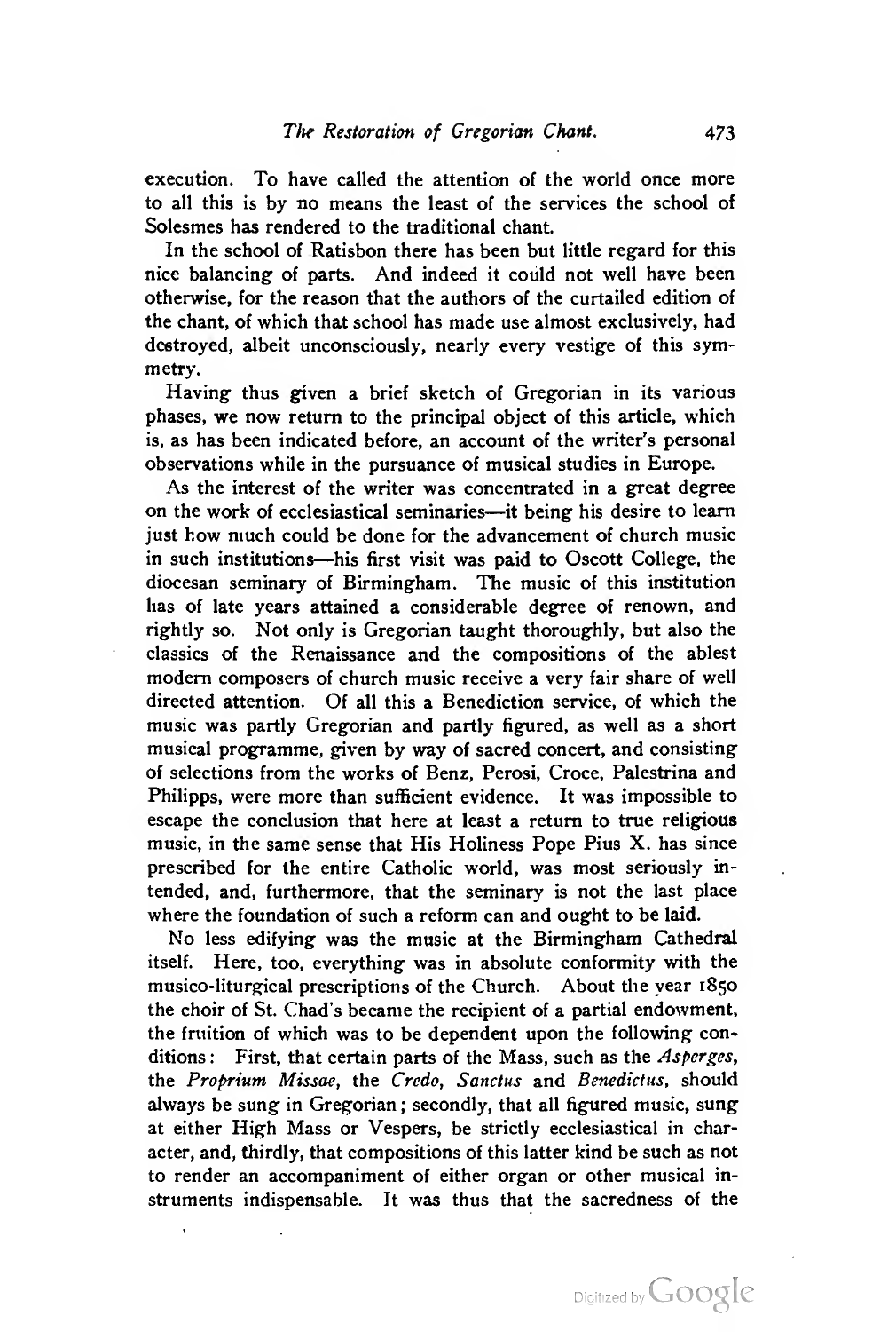execution. To have called the attention of the world once more to all this is by no means the least of the services the school of Solesmes has rendered to the traditional chant.

In the school of Ratisbon there has been but little regard for this nice balancing of parts. And indeed it could not well have been otherwise, for the reason that the authors of the curtailed edition of the chant, of which that school has made use almost exclusively, had destroyed, albeit unconsciously, nearly every vestige of this symmetry.

Having thus given a brief sketch of Gregorian in its various phases, we now return to the principal object of this article, which is, as has been indicated before, an account of the writer's personal observations while in the pursuance of musical studies in Europe.

As the interest of the writer was concentrated in a great degree on the work of ecclesiastical seminaries—it being his desire to learn just how much could be done for the advancement of church music in such institutions—his first visit was paid to Oscott College, the diocesan seminary of Birmingham. The music of this institution has of late years attained a considerable degree of renown, and rightly so. Not only is Gregorian taught thoroughly, but also the classics of the Renaissance and the compositions of the ablest modern composers of church music receive a very fair share of well directed attention. Of all this a Benediction service, of which the music was partly Gregorian and partly figured, as well as a short musical programme, given by way of sacred concert, and consisting of selections from the works of Benz, Perosi, Croce, Palestrina and Philipps, were more than sufficient evidence. It was impossible to escape the conclusion that here at least a return to true religious music, in the same sense that His Holiness Pope Pius X. has since prescribed for the entire Catholic world, was most seriously intended, and, furthermore, that the seminary is not the last place where the foundation of such a reform can and ought to be laid.

No less edifying was the music at the Birmingham Cathedral itself. Here, too, everything was in absolute conformity with the musico-liturgical prescriptions of the Church. About the year 1850 the choir of St. Chad's became the recipient of a partial endowment, the fruition of which was to be dependent upon the following conditions: First, that certain parts of the Mass, such as the *Asperges*, the *Proprium Missae*, the *Credo*, *Sanctus* and *Benedictus*, should always be sung in Gregorian; secondly, that all figured music, sung at either High Mass or Vespers, be strictly ecclesiastical in character, and, thirdly, that compositions of this latter kind be such as not to render an accompaniment of either organ or other musical instruments indispensable. It was thus that the sacredness of the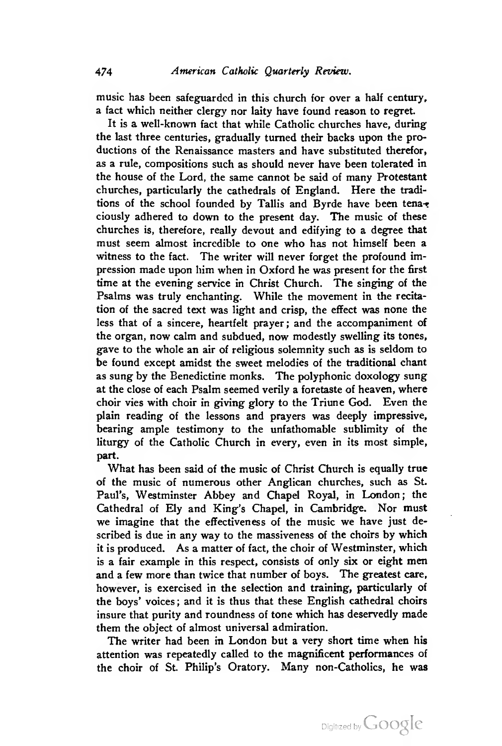music has been safeguarded in this church for over a half century, a fact which neither clergy nor laity have found reason to regret.

It is a well-known fact that while Catholic churches have, during the last three centuries, gradually turned their backs upon the productions of the Renaissance masters and have substituted therefor, as a rule, compositions such as should never have been tolerated in the house of the Lord, the same cannot be said of many Protestant churches, particularly the cathedrals of England. Here the traditions of the school founded by Tallis and Byrde have been tenaciously adhered to down to the present day. The music of these churches is, therefore, really devout and edifying to a degree that must seem almost incredible to one who has not himself been a witness to the fact. The writer will never forget the profound impression made upon him when in Oxford he was present for the first time at the evening service in Christ Church. The singing of the Psalms was truly enchanting. While the movement in the recitation of the sacred text was light and crisp, the effect was none the less that of a sincere, heartfelt prayer; and the accompaniment of the organ, now calm and subdued, now modestly swelling its tones, gave to the whole an air of religious solemnity such as is seldom to be found except amidst the sweet melodies of the traditional chant as sung by the Benedictine monks. The polyphonic doxology sung at the close of each Psalm seemed verily a foretaste of heaven, where choir vies with choir in giving glory to the Triune God. Even the plain reading of the lessons and prayers was deeply impressive, bearing ample testimony to the unfathomable sublimity of the liturgy of the Catholic Church in every, even in its most simple, part.

What has been said of the music of Christ Church is equally true of the music of numerous other Anglican churches, such as St. Paul's, Westminster Abbey and Chapel Royal, in London; the Cathedral of Ely and King's Chapel, in Cambridge. Nor must we imagine that the effectiveness of the music we have just described is due in any way to the massiveness of the choirs by which it is produced. As a matter of fact, the choir of Westminster, which is a fair example in this respect, consists of only six or eight men and a few more than twice that number of boys. The greatest care, however, is exercised in the selection and training, particularly of the boys' voices; and it is thus that these English cathedral choirs insure that purity and roundness of tone which has deservedly made them the object of almost universal admiration.

The writer had been in London but a very short time when his attention was repeatedly called to the magnificent performances of the choir of St. Philip's Oratory. Many non-Catholics, he was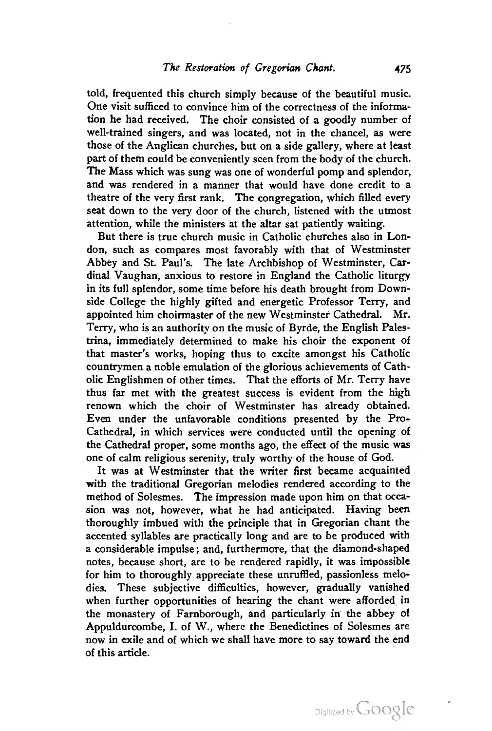told, frequented this church simply because of the beautiful music. One visit sufficed to convince him of the correctness of the information he had received. The choir consisted of a goodly number of well-trained singers, and was located, not in the chancel, as were those of the Anglican churches, but on a side gallery, where at least part of them could be conveniently seen from the body of the church. The Mass which was sung was one of wonderful pomp and splendor, and was rendered in a manner that would have done credit to a theatre of the very first rank. The congregation, which filled every seat down to the very door of the church, listened with the utmost attention, while the ministers at the altar sat patiently waiting.

But there is true church music in Catholic churches also in London, such as compares most favorably with that of Westminster Abbey and St. Paul's. The late Archbishop of Westminster, Cardinal Vaughan, anxious to restore in England the Catholic liturgy in its full splendor, some time before his death brought from Downside College the highly gifted and energetic Professor Terry, and appointed him choirmaster of the new Westminster Cathedral. Mr. Terry, who is an authority on the music of Byrde, the English Palestrina, immediately determined to make his choir the exponent of that master's works, hoping thus to excite amongst his Catholic countrymen a noble emulation of the glorious achievements of Catholic Englishmen of other times. That the efforts of Mr. Terry have thus far met with the greatest success is evident from the high renown which the choir of Westminster has already obtained. Even under the unfavorable conditions presented by the Pro-Cathedral, in which services were conducted until the opening of the Cathedral proper, some months ago, the effect of the music was one of calm religious serenity, truly worthy of the house of God.

It was at Westminster that the writer first became acquainted with the traditional Gregorian melodies rendered according to the method of Solesmes. The impression made upon him on that occasion was not, however, what he had anticipated. Having been thoroughly imbued with the principle that in Gregorian chant the accented syllables are practically long and are to be produced with a considerable impulse; and, furthermore, that the diamond-shaped notes, because short, are to be rendered rapidly, it was impossible for him to thoroughly appreciate these unruffled, passionless melodies. These subjective difficulties, however, gradually vanished when further opportunities of hearing the chant were afforded in the monastery of Farnborough, and particularly in the abbey of Appuldurcombe, I. of W., where the Benedictines of Solesmes are now in exile and of which we shall have more to say toward the end of this article.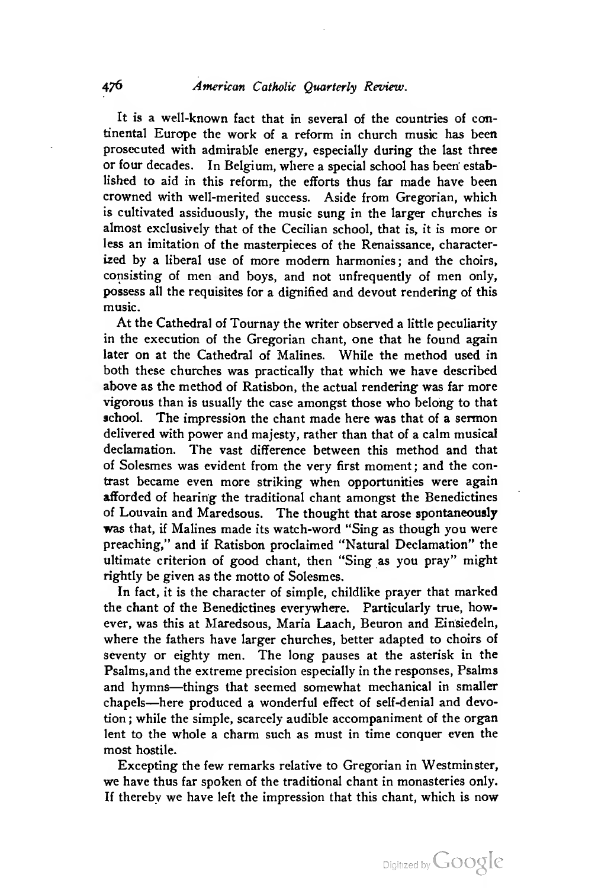It is a well-known fact that in several of the countries of continental Europe the work of a reform in church music has been prosecuted with admirable energy, especially during the last three or four decades. In Belgium, where a special school has been established to aid in this reform, the efforts thus far made have been crowned with well-merited success. Aside from Gregorian, which is cultivated assiduously, the music sung in the larger churches is almost exclusively that of the Cecilian school, that is, it is more or less an imitation of the masterpieces of the Renaissance, characterized by a liberal use of more modern harmonies; and the choirs, consisting of men and boys, and not unfrequently of men only, possess all the requisites for a dignified and devout rendering of this music.

At the Cathedral of Tournay the writer observed a little peculiarity in the execution of the Gregorian chant, one that he found again later on at the Cathedral of Malines. While the method used in both these churches was practically that which we have described above as the method of Ratisbon, the actual rendering was far more vigorous than is usually the case amongst those who belong to that school. The impression the chant made here was that of a sermon delivered with power and majesty, rather than that of a calm musical declamation. The vast difference between this method and that of Solesmes was evident from the very first moment; and the contrast became even more striking when opportunities were again afforded of hearing the traditional chant amongst the Benedictines of Louvain and Maredsous. The thought that arose spontaneously was that, if Malines made its watch-word "Sing as though you were preaching," and if Ratisbon proclaimed "Natural Declamation" the ultimate criterion of good chant, then "Sing as you pray" might rightly be given as the motto of Solesmes.

In fact, it is the character of simple, childlike prayer that marked the chant of the Benedictines everywhere. Particularly true, however, was this at Maredsous, Maria Laach, Beuron and Einsiedeln, where the fathers have larger churches, better adapted to choirs of seventy or eighty men. The long pauses at the asterisk in the Psalms, and the extreme precision especially in the responses, Psalms and hymns—things that seemed somewhat mechanical in smaller chapels—here produced a wonderful effect of self-denial and devotion; while the simple, scarcely audible accompaniment of the organ lent to the whole a charm such as must in time conquer even the most hostile.

Excepting the few remarks relative to Gregorian in Westminster, we have thus far spoken of the traditional chant in monasteries only. If thereby we have left the impression that this chant, which is now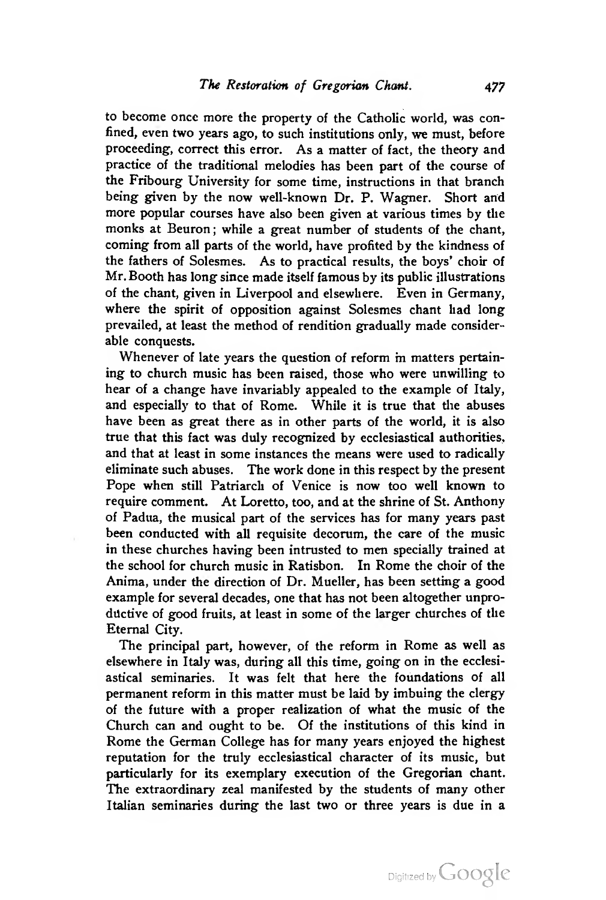to become once more the property of the Catholic world, was confined, even two years ago, to such institutions only, we must, before proceeding, correct this error. As a matter of fact, the theory and practice of the traditional melodies has been part of the course of the Fribourg University for some time, instructions in that branch being given by the now well-known Dr. P. Wagner. Short and more popular courses have also been given at various times by the monks at Beuron; while a great number of students of the chant, coming from all parts of the world, have profited by the kindness of the fathers of Solesmes. As to practical results, the boys' choir of Mr. Booth has long since made itself famous by its public illustrations of the chant, given in Liverpool and elsewhere. Even in Germany, where the spirit of opposition against Solesmes chant had long prevailed, at least the method of rendition gradually made considerable conquests.

Whenever of late years the question of reform in matters pertaining to church music has been raised, those who were unwilling to hear of a change have invariably appealed to the example of Italy, and especially to that of Rome. While it is true that the abuses have been as great there as in other parts of the world, it is also true that this fact was duly recognized by ecclesiastical authorities, and that at least in some instances the means were used to radically eliminate such abuses. The work done in this respect by the present Pope when still Patriarch of Venice is now too well known to require comment. At Loretto, too, and at the shrine of St. Anthony of Padua, the musical part of the services has for many years past been conducted with all requisite decorum, the care of the music in these churches having been intrusted to men specially trained at the school for church music in Ratisbon. In Rome the choir of the Anima, under the direction of Dr. Mueller, has been setting a good example for several decades, one that has not been altogether unproductive of good fruits, at least in some of the larger churches of the Eternal City.

The principal part, however, of the reform in Rome as well as elsewhere in Italy was, during all this time, going on in the ecclesiastical seminaries. It was felt that here the foundations of all permanent reform in this matter must be laid by imbuing the clergy of the future with a proper realization of what the music of the Church can and ought to be. Of the institutions of this kind in Rome the German College has for many years enjoyed the highest reputation for the truly ecclesiastical character of its music, but particularly for its exemplary execution of the Gregorian chant. The extraordinary zeal manifested by the students of many other Italian seminaries during the last two or three years is due in a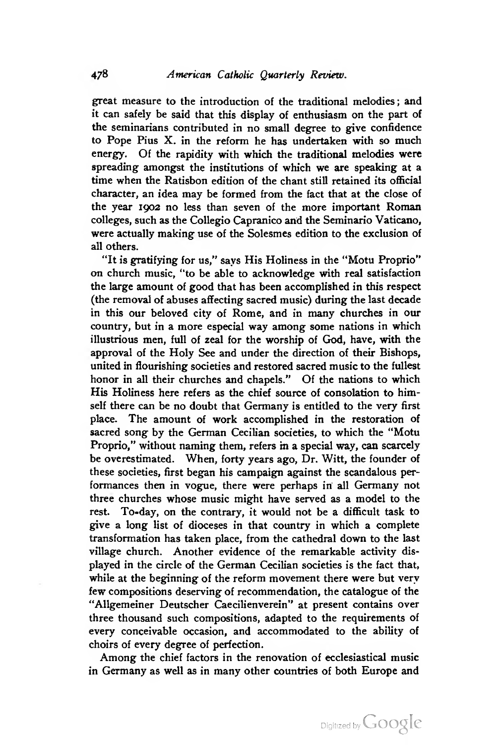great measure to the introduction of the traditional melodies; and it can safely be said that this display of enthusiasm on the part of the seminarians contributed in no small degree to give confidence to Pope Pius X. in the reform he has undertaken with so much energy. Of the rapidity with which the traditional melodies were spreading amongst the institutions of which we are speaking at a time when the Ratisbon edition of the chant still retained its official character, an idea may be formed from the fact that at the close of the year 1902 no less than seven of the more important Roman colleges, such as the Collegio Capranico and the Seminario Vaticano, were actually making use of the Solesmes edition to the exclusion of all others.

"It is gratifying for us," says His Holiness in the "Motu Proprio" on church music, "to be able to acknowledge with real satisfaction the large amount of good that has been accomplished in this respect (the removal of abuses affecting sacred music) during the last decade in this our beloved city of Rome, and in many churches in our country, but in a more especial way among some nations in which illustrious men, full of zeal for the worship of God, have, with the approval of the Holy See and under the direction of their Bishops, united in flourishing societies and restored sacred music to the fullest honor in all their churches and chapels." Of the nations to which His Holiness here refers as the chief source of consolation to himself there can be no doubt that Germany is entitled to the very first place. The amount of work accomplished in the restoration of sacred song by the German Cecilian societies, to which the "Motu Proprio," without naming them, refers in a special way, can scarcely be overestimated. When, forty years ago, Dr. Witt, the founder of these societies, first began his campaign against the scandalous performances then in vogue, there were perhaps in all Germany not three churches whose music might have served as a model to the rest. To-day, on the contrary, it would not be a difficult task to give a long list of dioceses in that country in which a complete transformation has taken place, from the cathedral down to the last village church. Another evidence of the remarkable activity displayed in the circle of the German Cecilian societies is the fact that, while at the beginning of the reform movement there were but very few compositions deserving of recommendation, the catalogue of the "Allgemeiner Deutscher Caecilienverein" at present contains over three thousand such compositions, adapted to the requirements of every conceivable occasion, and accommodated to the ability of choirs of every degree of perfection.

Among the chief factors in the renovation of ecclesiastical music in Germany as well as in many other countries of both Europe and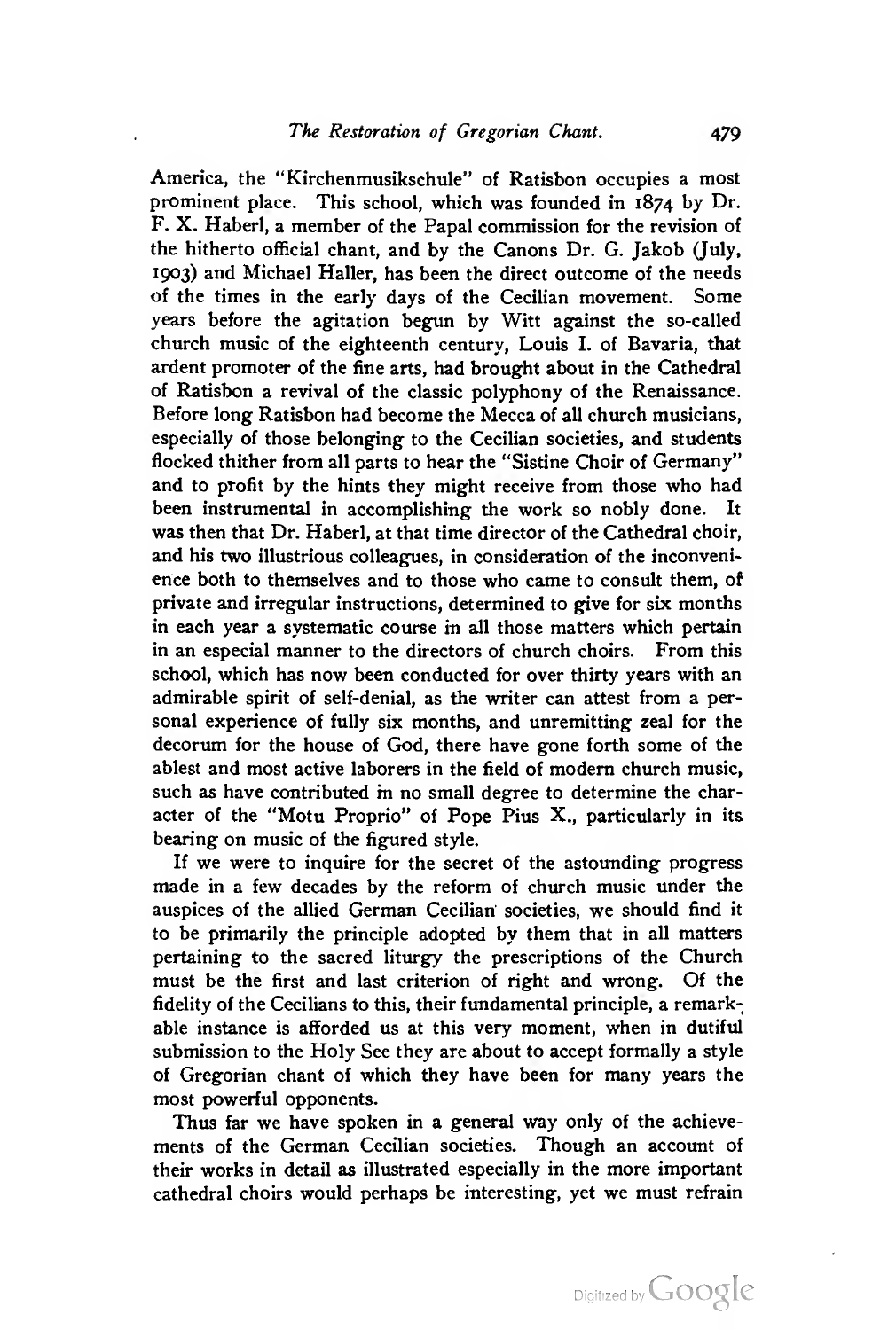America, the "Kirchenmusikschule" of Ratisbon occupies a most prominent place. This school, which was founded in 1874 by Dr. F. X. Haberl, a member of the Papal commission for the revision of the hitherto official chant, and by the Canons Dr. G. Jakob (July, 1903) and Michael Haller, has been the direct outcome of the needs of the times in the early days of the Cecilian movement. Some years before the agitation begun by Witt against the so-called church music of the eighteenth century, Louis I. of Bavaria, that ardent promoter of the fine arts, had brought about in the Cathedral of Ratisbon a revival of the classic polyphony of the Renaissance. Before long Ratisbon had become the Mecca of all church musicians, especially of those belonging to the Cecilian societies, and students flocked thither from all parts to hear the "Sistine Choir of Germany" and to profit by the hints they might receive from those who had been instrumental in accomplishing the work so nobly done. It was then that Dr. Haberl, at that time director of the Cathedral choir, and his two illustrious colleagues, in consideration of the inconvenience both to themselves and to those who came to consult them, of private and irregular instructions, determined to give for six months in each year a systematic course in all those matters which pertain in an especial manner to the directors of church choirs. From this school, which has now been conducted for over thirty years with an admirable spirit of self-denial, as the writer can attest from a personal experience of fully six months, and unremitting zeal for the decorum for the house of God, there have gone forth some of the ablest and most active laborers in the field of modern church music, such as have contributed in no small degree to determine the character of the "Motu Proprio" of Pope Pius X., particularly in its bearing on music of the figured style.

If we were to inquire for the secret of the astounding progress made in a few decades by the reform of church music under the auspices of the allied German Cecilian societies, we should find it to be primarily the principle adopted by them that in all matters pertaining to the sacred liturgy the prescriptions of the Church must be the first and last criterion of right and wrong. Of the fidelity of the Cecilians to this, their fundamental principle, a remarkable instance is afforded us at this very moment, when in dutiful submission to the Holy See they are about to accept formally a style of Gregorian chant of which they have been for many years the most powerful opponents.

Thus far we have spoken in a general way only of the achievements of the German Cecilian societies. Though an account of their works in detail as illustrated especially in the more important cathedral choirs would perhaps be interesting, yet we must refrain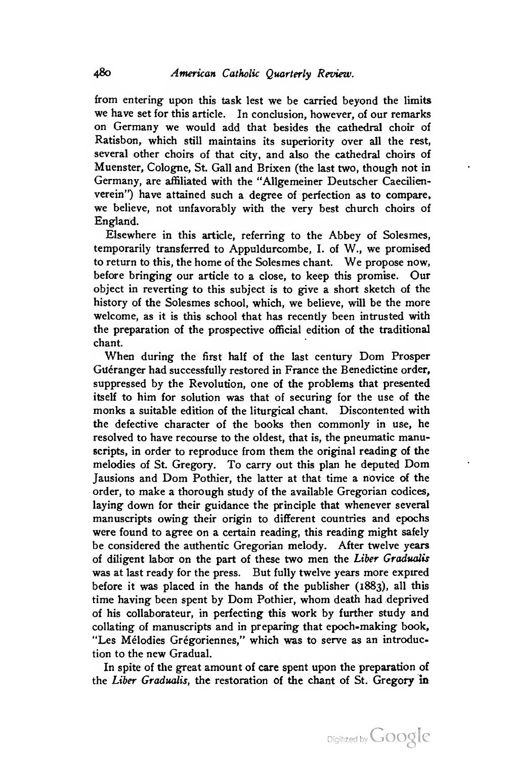from entering upon this task lest we be carried beyond the limits we have set for this article. In conclusion, however, of our remarks on Germany we would add that besides the cathedral choir of Ratisbon, which still maintains its superiority over all the rest, several other choirs of that city, and also the cathedral choirs of Muenster, Cologne, St. Gall and Brixen (the last two, though not in Germany, are affiliated with the "Allgemeiner Deutscher Caecilienverein") have attained such a degree of perfection as to compare, we believe, not unfavorably with the very best church choirs of England.

Elsewhere in this article, referring to the Abbey of Solesmes, temporarily transferred to Appuldurcombe, I. of W., we promised to return to this, the home of the Solesmes chant. We propose now, before bringing our article to a close, to keep this promise. Our object in reverting to this subject is to give a short sketch of the history of the Solesmes school, which, we believe, will be the more welcome, as it is this school that has recently been intrusted with the preparation of the prospective official edition of the traditional chant.

When during the first half of the last century Dom Prosper Guéranger had successfully restored in France the Benedictine order, suppressed by the Revolution, one of the problems that presented itself to him for solution was that of securing for the use of the monks a suitable edition of the liturgical chant. Discontented with the defective character of the books then commonly in use, he resolved to have recourse to the oldest, that is, the pneumatic manuscripts, in order to reproduce from them the original reading of the melodies of St. Gregory. To carry out this plan he deputed Dom Jausions and Dom Pothier, the latter at that time a novice of the order, to make a thorough study of the available Gregorian codices, laying down for their guidance the principle that whenever several manuscripts owing their origin to different countries and epochs were found to agree on a certain reading, this reading might safely be considered the authentic Gregorian melody. After twelve years of diligent labor on the part of these two men the *Liber Gradualis* was at last ready for the press. But fully twelve years more expired before it was placed in the hands of the publisher (1883), all this time having been spent by Dom Pothier, whom death had deprived of his collaborateur, in perfecting this work by further study and collating of manuscripts and in preparing that epoch-making book, "Les Mélodies Grégoriennes," which was to serve as an introduction to the new Gradual.

In spite of the great amount of care spent upon the preparation of the *Liber Gradualis*, the restoration of the chant of St. Gregory in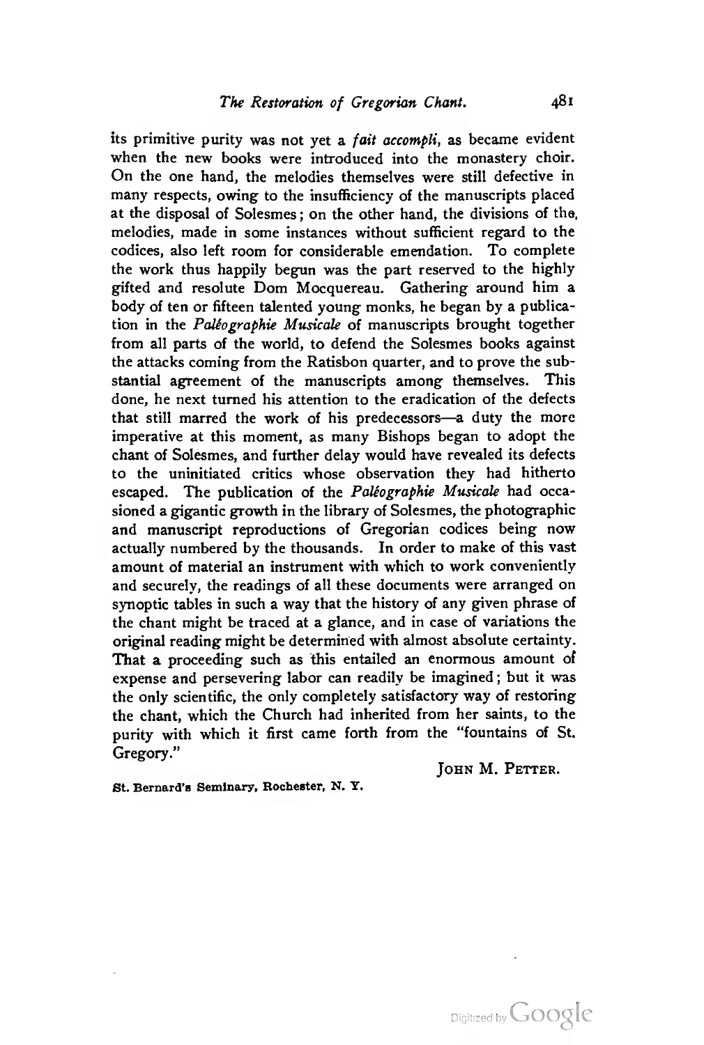its primitive purity was not yet a *fait accompli*, as became evident when the new books were introduced into the monastery choir. On the one hand, the melodies themselves were still defective in many respects, owing to the insufficiency of the manuscripts placed at the disposal of Solesmes; on the other hand, the divisions of the, melodies, made in some instances without sufficient regard to the codices, also left room for considerable emendation. To complete the work thus happily begun was the part reserved to the highly gifted and resolute Dom Mocquereau. Gathering around him a body of ten or fifteen talented young monks, he began by a publication in the *Paléographie Musicale* of manuscripts brought together from all parts of the world, to defend the Solesmes books against the attacks coming from the Ratisbon quarter, and to prove the substantial agreement of the manuscripts among themselves. This done, he next turned his attention to the eradication of the defects that still marred the work of his predecessors—a duty the more imperative at this moment, as many Bishops began to adopt the chant of Solesmes, and further delay would have revealed its defects to the uninitiated critics whose observation they had hitherto escaped. The publication of the *Paléographie Musicale* had occasioned a gigantic growth in the library of Solesmes, the photographic and manuscript reproductions of Gregorian codices being now actually numbered by the thousands. In order to make of this vast amount of material an instrument with which to work conveniently and securely, the readings of all these documents were arranged on synoptic tables in such a way that the history of any given phrase of the chant might be traced at a glance, and in case of variations the original reading might be determined with almost absolute certainty. That a proceeding such as this entailed an enormous amount of expense and persevering labor can readily be imagined; but it was the only scientific, the only completely satisfactory way of restoring the chant, which the Church had inherited from her saints, to the purity with which it first came forth from the "fountains of St. Gregory."

JOHN M. PETTER.

St. Bernard's Seminary, Rochester, N. Y.